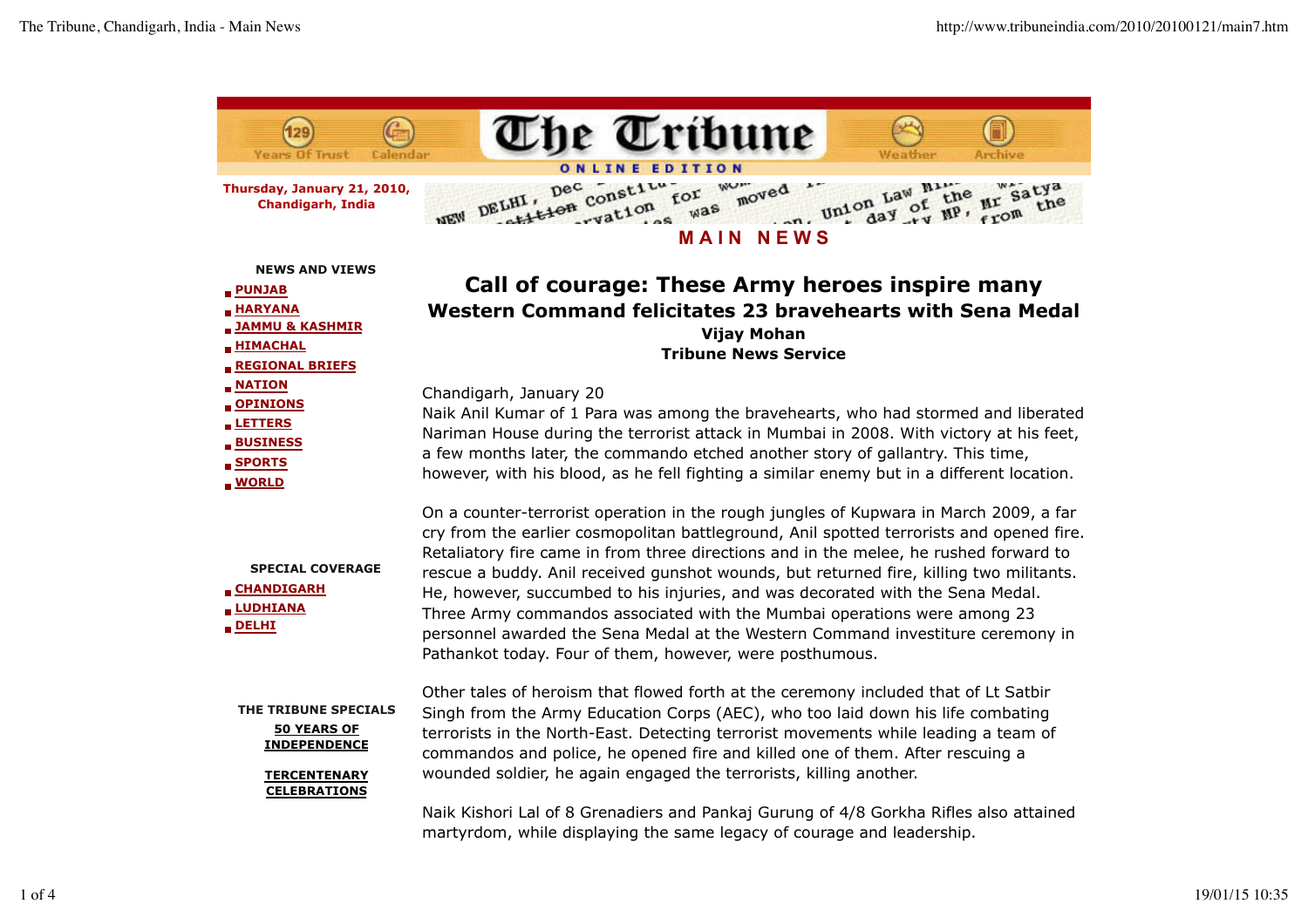# Call of courage: These Army heroes inspire many

## Western Command felicitates 23 bravehearts with Sena Medal

**Vijay Mohan**
**Tribune News Service**

Chandigarh, January 20
Naik Anil Kumar of 1 Para was among the bravehearts, who had stormed and liberated Nariman House during the terrorist attack in Mumbai in 2008. With victory at his feet, a few months later, the commando etched another story of gallantry. This time, however, with his blood, as he fell fighting a similar enemy but in a different location.

On a counter-terrorist operation in the rough jungles of Kupwara in March 2009, a far cry from the earlier cosmopolitan battleground, Anil spotted terrorists and opened fire. Retaliatory fire came in from three directions and in the melee, he rushed forward to rescue a buddy. Anil received gunshot wounds, but returned fire, killing two militants. He, however, succumbed to his injuries, and was decorated with the Sena Medal. Three Army commandos associated with the Mumbai operations were among 23 personnel awarded the Sena Medal at the Western Command investiture ceremony in Pathankot today. Four of them, however, were posthumous.

Other tales of heroism that flowed forth at the ceremony included that of Lt Satbir Singh from the Army Education Corps (AEC), who too laid down his life combating terrorists in the North-East. Detecting terrorist movements while leading a team of commandos and police, he opened fire and killed one of them. After rescuing a wounded soldier, he again engaged the terrorists, killing another.

Naik Kishori Lal of 8 Grenadiers and Pankaj Gurung of 4/8 Gorkha Rifles also attained martyrdom, while displaying the same legacy of courage and leadership.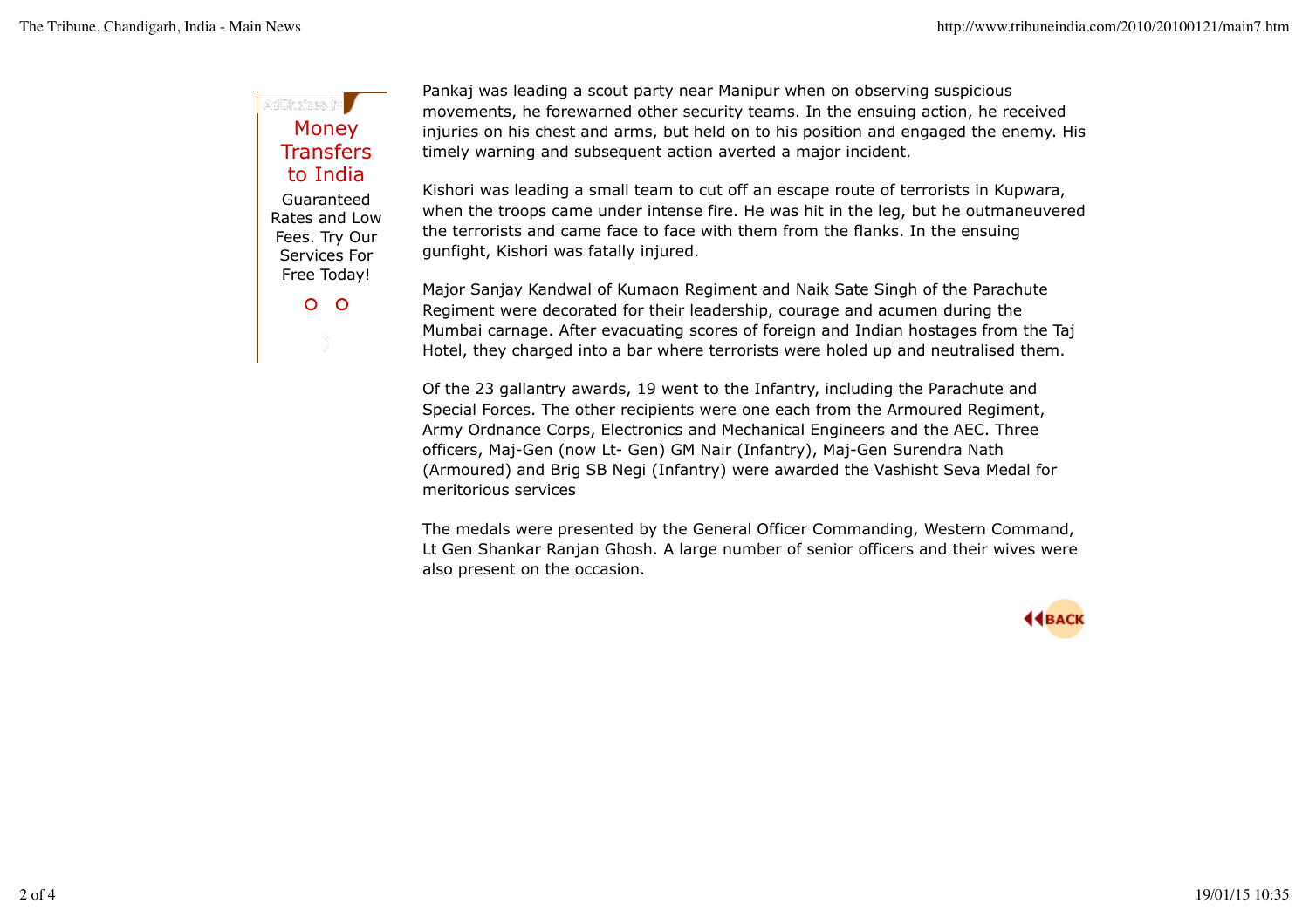Pankaj was leading a scout party near Manipur when on observing suspicious movements, he forewarned other security teams. In the ensuing action, he received injuries on his chest and arms, but held on to his position and engaged the enemy. His timely warning and subsequent action averted a major incident.

Kishori was leading a small team to cut off an escape route of terrorists in Kupwara, when the troops came under intense fire. He was hit in the leg, but he outmaneuvered the terrorists and came face to face with them from the flanks. In the ensuing gunfight, Kishori was fatally injured.

Major Sanjay Kandwal of Kumaon Regiment and Naik Sate Singh of the Parachute Regiment were decorated for their leadership, courage and acumen during the Mumbai carnage. After evacuating scores of foreign and Indian hostages from the Taj Hotel, they charged into a bar where terrorists were holed up and neutralised them.

Of the 23 gallantry awards, 19 went to the Infantry, including the Parachute and Special Forces. The other recipients were one each from the Armoured Regiment, Army Ordnance Corps, Electronics and Mechanical Engineers and the AEC. Three officers, Maj-Gen (now Lt- Gen) GM Nair (Infantry), Maj-Gen Surendra Nath (Armoured) and Brig SB Negi (Infantry) were awarded the Vashisht Seva Medal for meritorious services

The medals were presented by the General Officer Commanding, Western Command, Lt Gen Shankar Ranjan Ghosh. A large number of senior officers and their wives were also present on the occasion.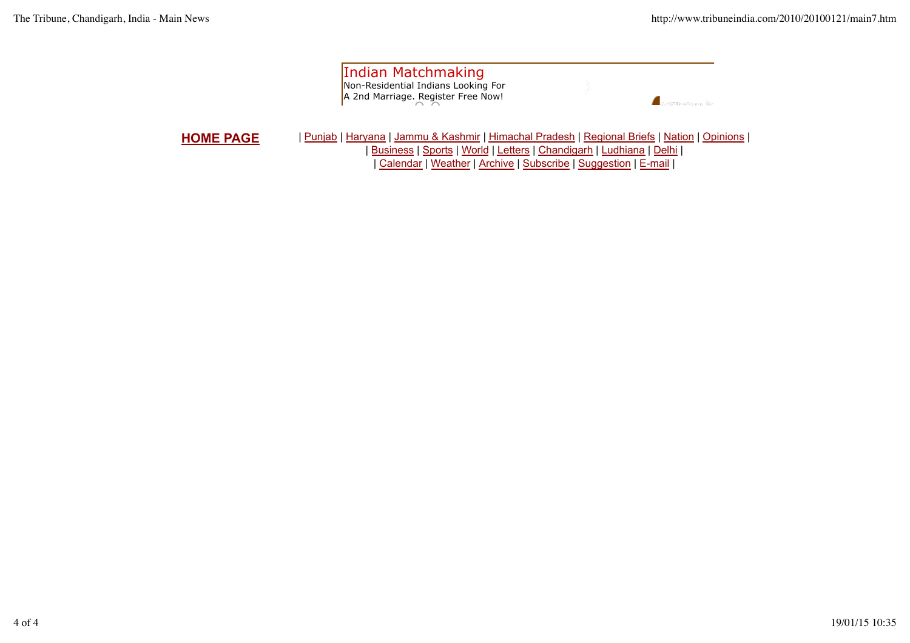Indian Matchmaking
Non-Residential Indians Looking For
A 2nd Marriage. Register Free Now!

**HOME PAGE**

| Punjab | Haryana | Jammu & Kashmir | Himachal Pradesh | Regional Briefs | Nation | Opinions |
| Business | Sports | World | Letters | Chandigarh | Ludhiana | Delhi |
| Calendar | Weather | Archive | Subscribe | Suggestion | E-mail |